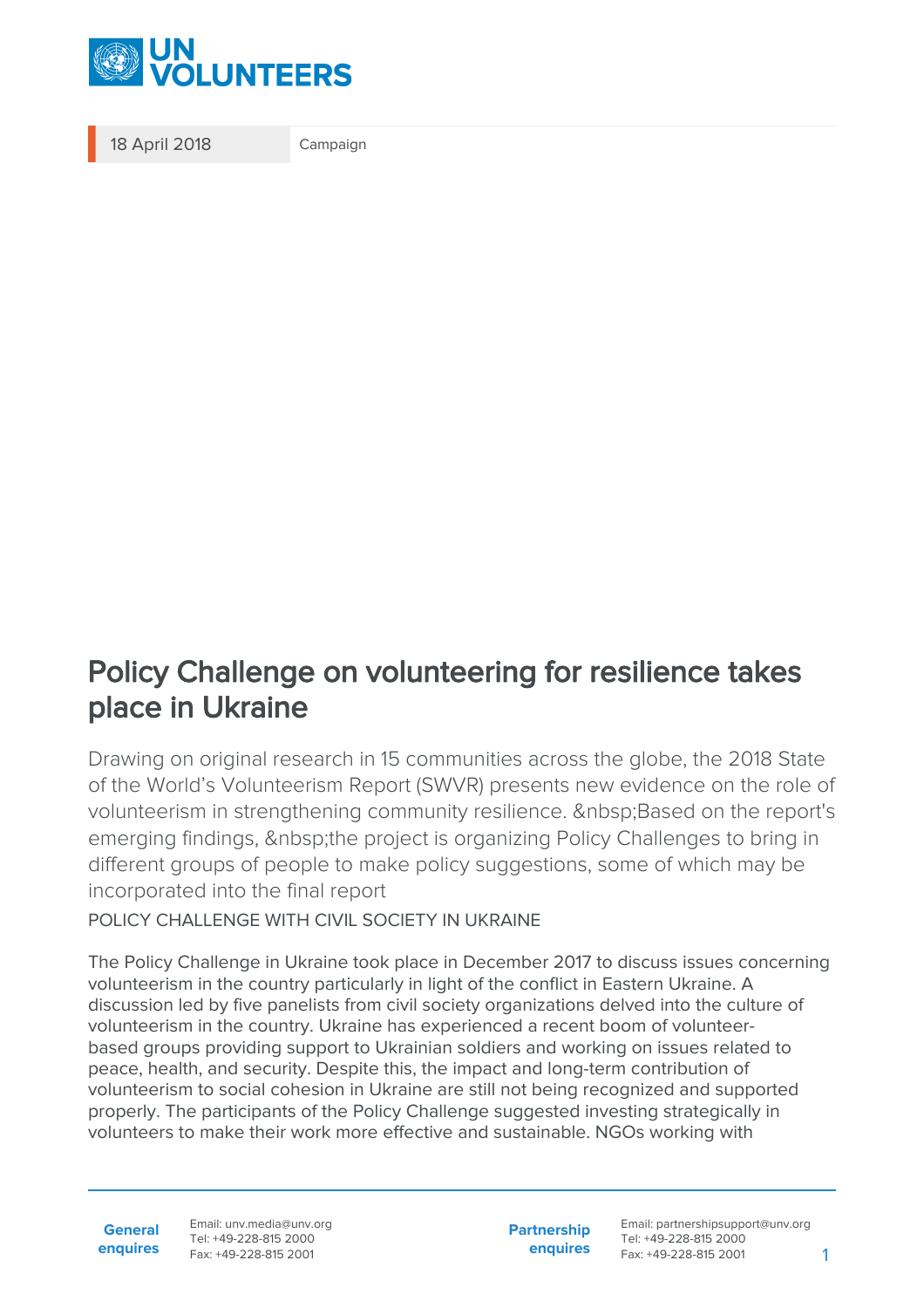18 April 2018 Campaign

# Policy Challenge on volunteering for resilience takes place in Ukraine

Drawing on original research in 15 communities across the globe, the 2018 State of the World's Volunteerism Report (SWVR) presents new evidence on the role of volunteerism in strengthening community resilience. &nbsp;Based on the report's emerging findings, &nbsp;the project is organizing Policy Challenges to bring in different groups of people to make policy suggestions, some of which may be incorporated into the final report

POLICY CHALLENGE WITH CIVIL SOCIETY IN UKRAINE

The Policy Challenge in Ukraine took place in December 2017 to discuss issues concerning volunteerism in the country particularly in light of the conflict in Eastern Ukraine. A discussion led by five panelists from civil society organizations delved into the culture of volunteerism in the country. Ukraine has experienced a recent boom of volunteer-based groups providing support to Ukrainian soldiers and working on issues related to peace, health, and security. Despite this, the impact and long-term contribution of volunteerism to social cohesion in Ukraine are still not being recognized and supported properly. The participants of the Policy Challenge suggested investing strategically in volunteers to make their work more effective and sustainable. NGOs working with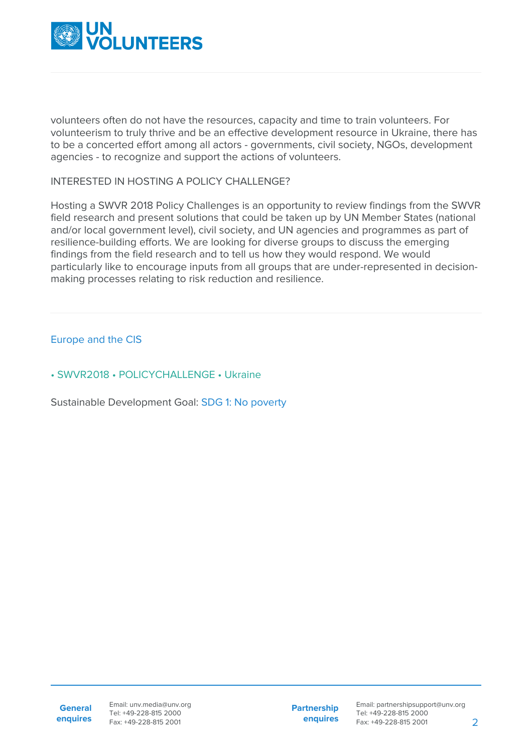volunteers often do not have the resources, capacity and time to train volunteers. For volunteerism to truly thrive and be an effective development resource in Ukraine, there has to be a concerted effort among all actors - governments, civil society, NGOs, development agencies - to recognize and support the actions of volunteers.

INTERESTED IN HOSTING A POLICY CHALLENGE?

Hosting a SWVR 2018 Policy Challenges is an opportunity to review findings from the SWVR field research and present solutions that could be taken up by UN Member States (national and/or local government level), civil society, and UN agencies and programmes as part of resilience-building efforts. We are looking for diverse groups to discuss the emerging findings from the field research and to tell us how they would respond. We would particularly like to encourage inputs from all groups that are under-represented in decision-making processes relating to risk reduction and resilience.

---

Europe and the CIS

• SWVR2018 • POLICYCHALLENGE • Ukraine

Sustainable Development Goal: SDG 1: No poverty

---

**General enquires**
Email: unv.media@unv.org
Tel: +49-228-815 2000
Fax: +49-228-815 2001

**Partnership enquires**
Email: partnershipsupport@unv.org
Tel: +49-228-815 2000
Fax: +49-228-815 2001